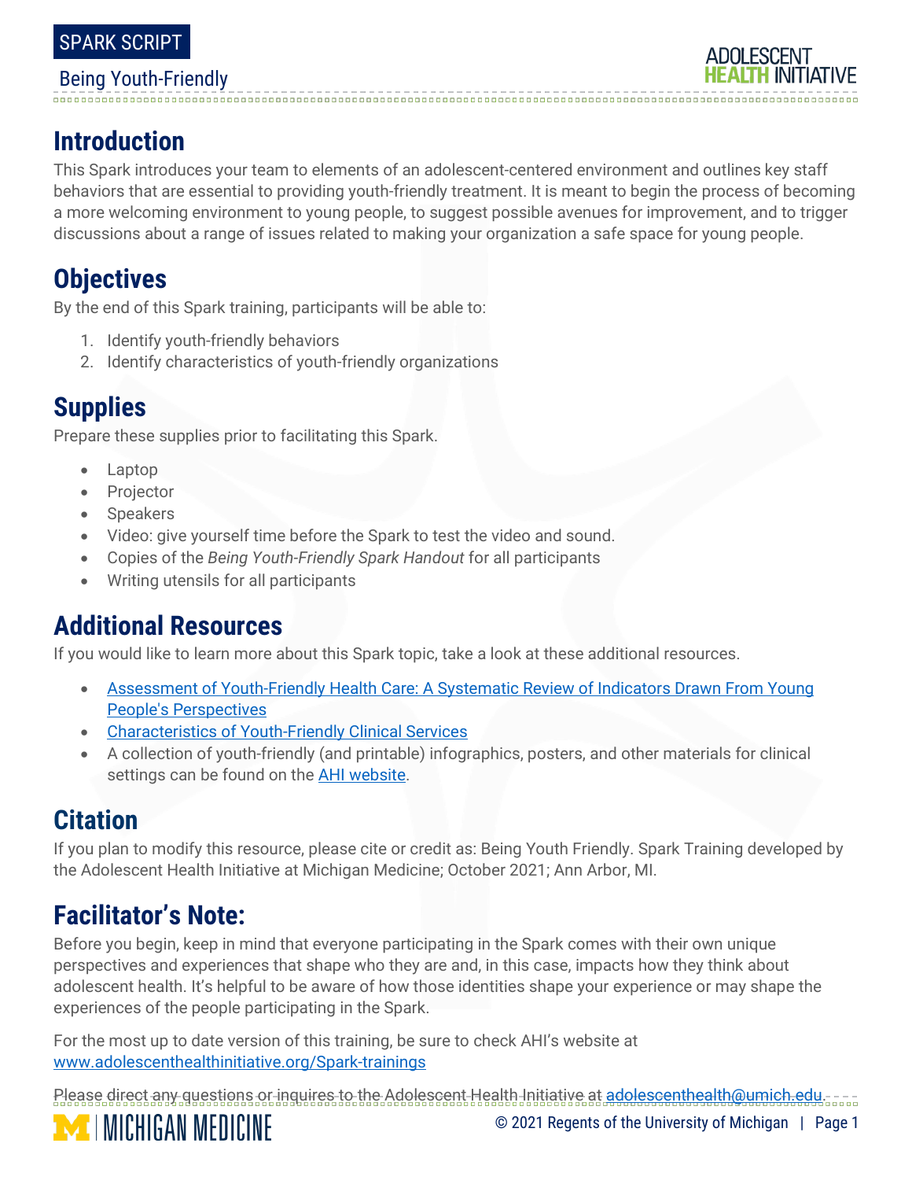# Being Youth-Friendly

## Introduction

This Spark introduces your team to elements of an adolescent-centered environment and outlines key staff behaviors that are essential to providing youth-friendly treatment. It is meant to begin the process of becoming a more welcoming environment to young people, to suggest possible avenues for improvement, and to trigger discussions about a range of issues related to making your organization a safe space for young people.

## Objectives

By the end of this Spark training, participants will be able to:

1. Identify youth-friendly behaviors
2. Identify characteristics of youth-friendly organizations

## Supplies

Prepare these supplies prior to facilitating this Spark.

- Laptop
- Projector
- Speakers
- Video: give yourself time before the Spark to test the video and sound.
- Copies of the *Being Youth-Friendly Spark Handout* for all participants
- Writing utensils for all participants

## Additional Resources

If you would like to learn more about this Spark topic, take a look at these additional resources.

- Assessment of Youth-Friendly Health Care: A Systematic Review of Indicators Drawn From Young People's Perspectives
- Characteristics of Youth-Friendly Clinical Services
- A collection of youth-friendly (and printable) infographics, posters, and other materials for clinical settings can be found on the AHI website.

## Citation

If you plan to modify this resource, please cite or credit as: Being Youth Friendly. Spark Training developed by the Adolescent Health Initiative at Michigan Medicine; October 2021; Ann Arbor, MI.

## Facilitator's Note:

Before you begin, keep in mind that everyone participating in the Spark comes with their own unique perspectives and experiences that shape who they are and, in this case, impacts how they think about adolescent health. It's helpful to be aware of how those identities shape your experience or may shape the experiences of the people participating in the Spark.

For the most up to date version of this training, be sure to check AHI's website at www.adolescenthealthinitiative.org/Spark-trainings

Please direct any questions or inquires to the Adolescent Health Initiative at adolescenthealth@umich.edu.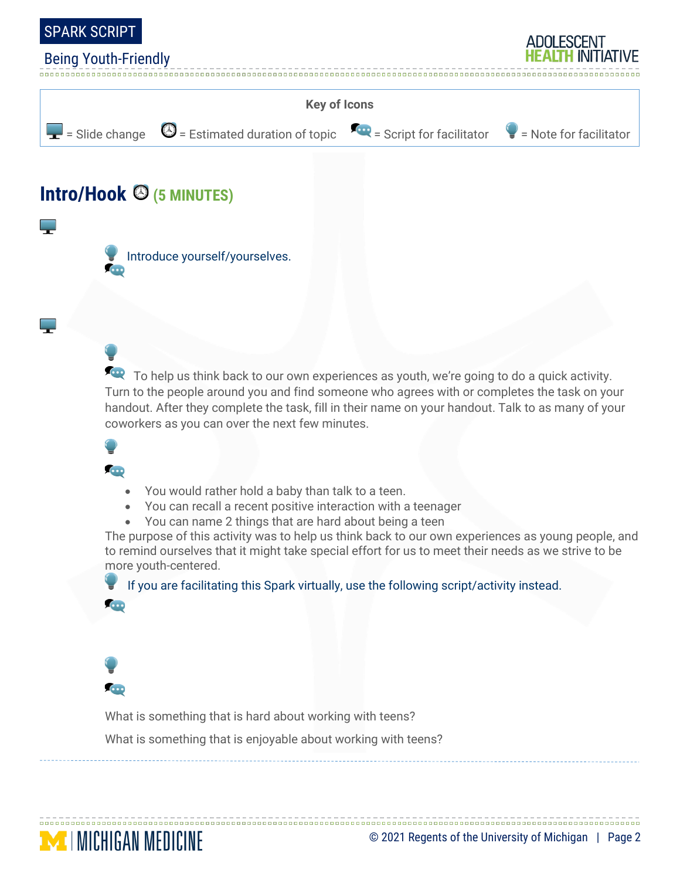**Key of Icons**

= Slide change = Estimated duration of topic = Script for facilitator = Note for facilitator

## Intro/Hook (5 MINUTES)

Introduce yourself/yourselves.

To help us think back to our own experiences as youth, we're going to do a quick activity. Turn to the people around you and find someone who agrees with or completes the task on your handout. After they complete the task, fill in their name on your handout. Talk to as many of your coworkers as you can over the next few minutes.

- You would rather hold a baby than talk to a teen.
- You can recall a recent positive interaction with a teenager
- You can name 2 things that are hard about being a teen

The purpose of this activity was to help us think back to our own experiences as young people, and to remind ourselves that it might take special effort for us to meet their needs as we strive to be more youth-centered.

If you are facilitating this Spark virtually, use the following script/activity instead.

What is something that is hard about working with teens?

What is something that is enjoyable about working with teens?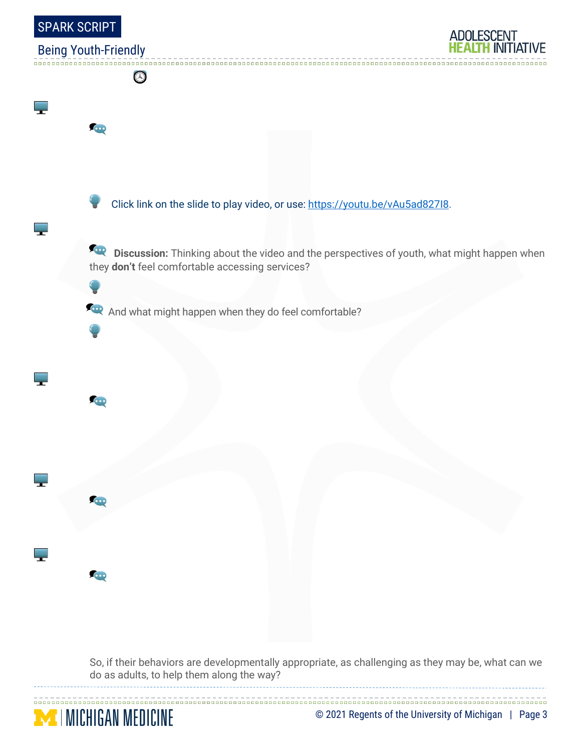Click link on the slide to play video, or use: https://youtu.be/vAu5ad827I8.

**Discussion:** Thinking about the video and the perspectives of youth, what might happen when they **don't** feel comfortable accessing services?

And what might happen when they do feel comfortable?

So, if their behaviors are developmentally appropriate, as challenging as they may be, what can we do as adults, to help them along the way?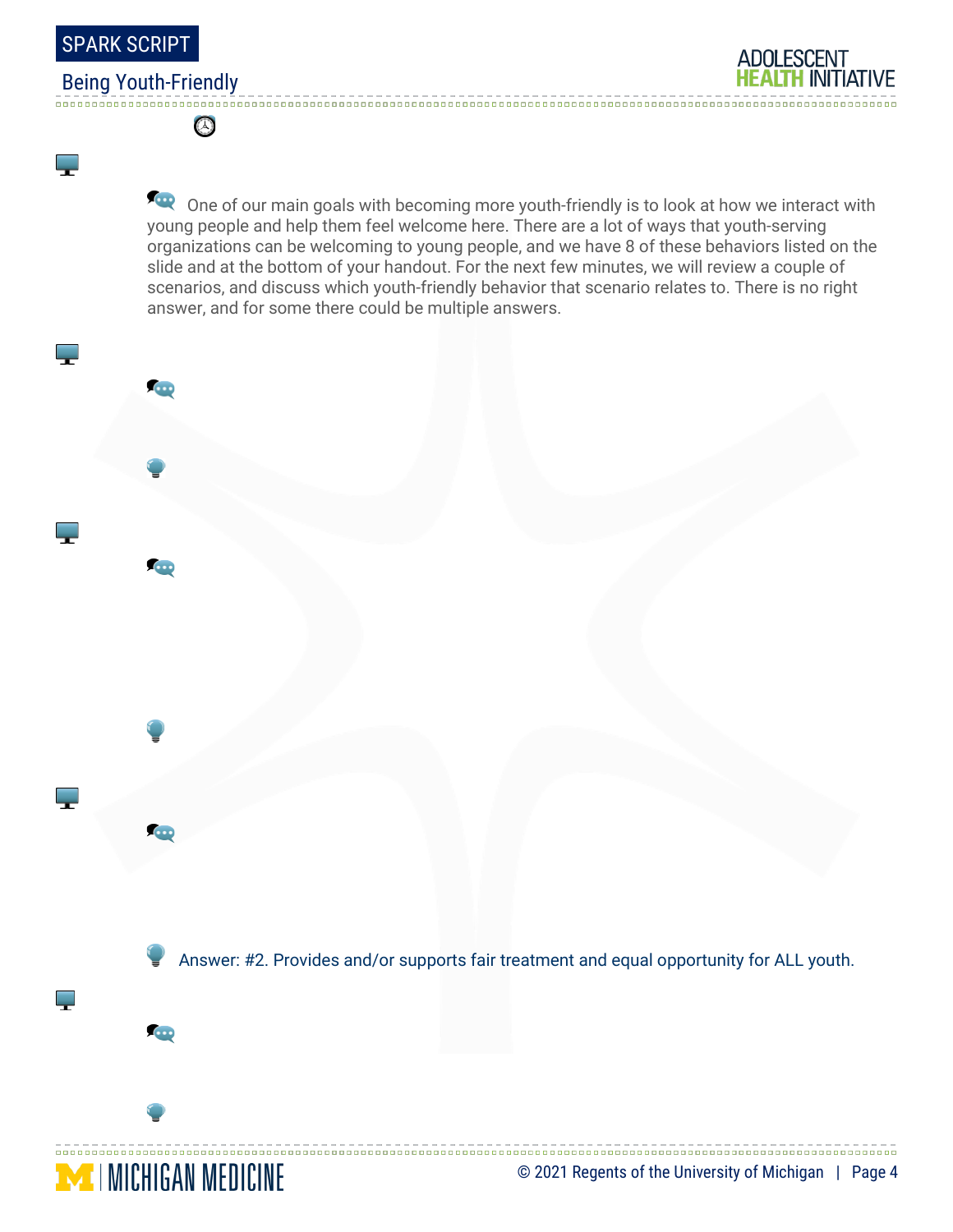One of our main goals with becoming more youth-friendly is to look at how we interact with young people and help them feel welcome here. There are a lot of ways that youth-serving organizations can be welcoming to young people, and we have 8 of these behaviors listed on the slide and at the bottom of your handout. For the next few minutes, we will review a couple of scenarios, and discuss which youth-friendly behavior that scenario relates to. There is no right answer, and for some there could be multiple answers.

Answer: #2. Provides and/or supports fair treatment and equal opportunity for ALL youth.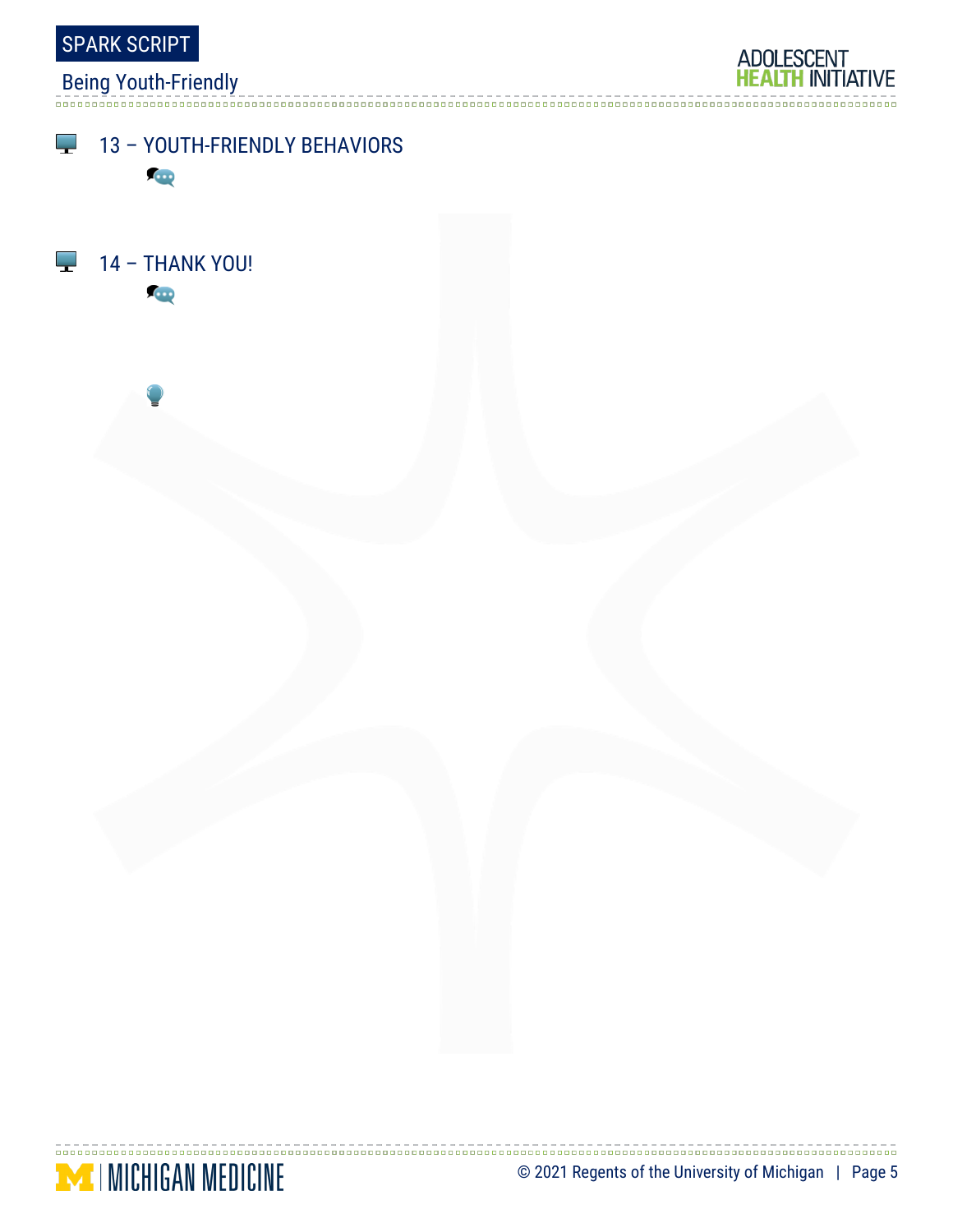## 13 – YOUTH-FRIENDLY BEHAVIORS

## 14 – THANK YOU!